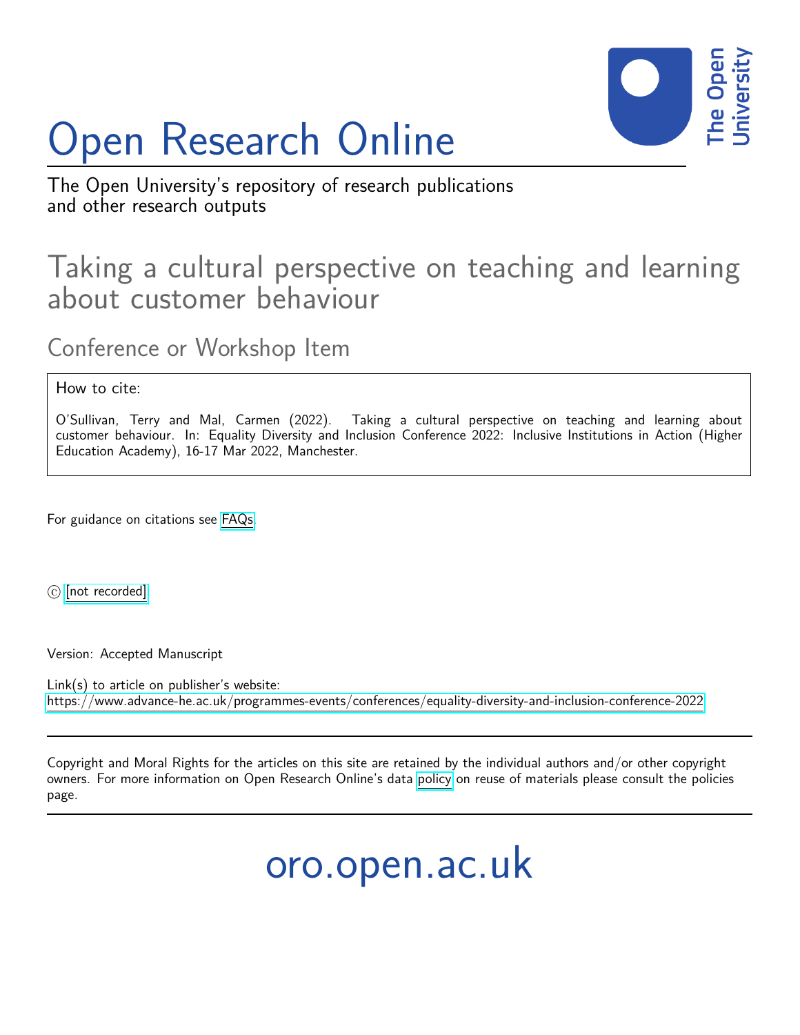# Open Research Online

The Open University's repository of research publications and other research outputs

## Taking a cultural perspective on teaching and learning about customer behaviour

### Conference or Workshop Item

How to cite:

O'Sullivan, Terry and Mal, Carmen (2022). Taking a cultural perspective on teaching and learning about customer behaviour. In: Equality Diversity and Inclusion Conference 2022: Inclusive Institutions in Action (Higher Education Academy), 16-17 Mar 2022, Manchester.

For guidance on citations see FAQs.

© [not recorded]

Version: Accepted Manuscript

Link(s) to article on publisher's website:
https://www.advance-he.ac.uk/programmes-events/conferences/equality-diversity-and-inclusion-conference-2022

---

Copyright and Moral Rights for the articles on this site are retained by the individual authors and/or other copyright owners. For more information on Open Research Online's data policy on reuse of materials please consult the policies page.

---

oro.open.ac.uk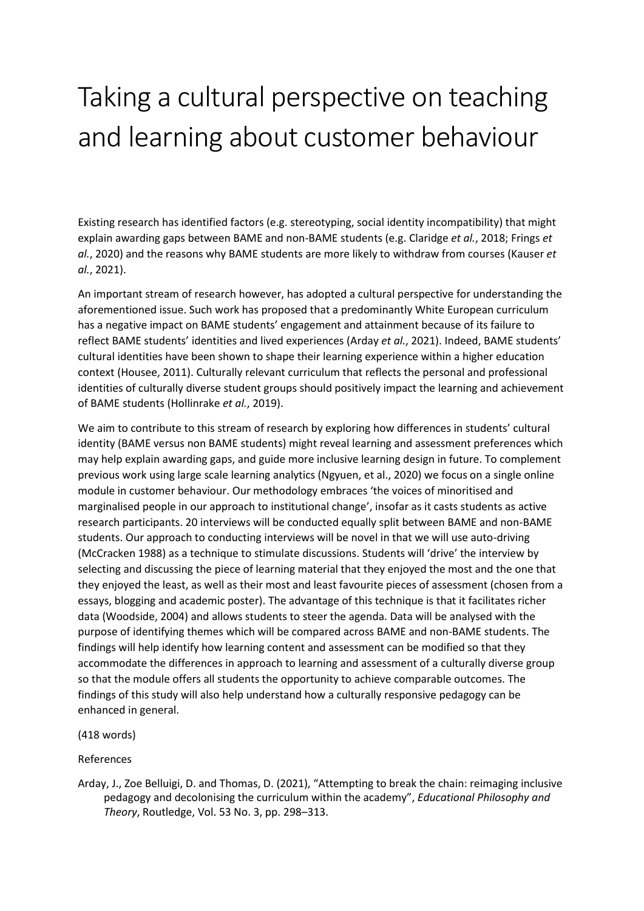# Taking a cultural perspective on teaching and learning about customer behaviour

Existing research has identified factors (e.g. stereotyping, social identity incompatibility) that might explain awarding gaps between BAME and non-BAME students (e.g. Claridge *et al.*, 2018; Frings *et al.*, 2020) and the reasons why BAME students are more likely to withdraw from courses (Kauser *et al.*, 2021).

An important stream of research however, has adopted a cultural perspective for understanding the aforementioned issue. Such work has proposed that a predominantly White European curriculum has a negative impact on BAME students' engagement and attainment because of its failure to reflect BAME students' identities and lived experiences (Arday *et al.*, 2021). Indeed, BAME students' cultural identities have been shown to shape their learning experience within a higher education context (Housee, 2011). Culturally relevant curriculum that reflects the personal and professional identities of culturally diverse student groups should positively impact the learning and achievement of BAME students (Hollinrake *et al.*, 2019).

We aim to contribute to this stream of research by exploring how differences in students' cultural identity (BAME versus non BAME students) might reveal learning and assessment preferences which may help explain awarding gaps, and guide more inclusive learning design in future. To complement previous work using large scale learning analytics (Ngyuen, et al., 2020) we focus on a single online module in customer behaviour. Our methodology embraces 'the voices of minoritised and marginalised people in our approach to institutional change', insofar as it casts students as active research participants. 20 interviews will be conducted equally split between BAME and non-BAME students. Our approach to conducting interviews will be novel in that we will use auto-driving (McCracken 1988) as a technique to stimulate discussions. Students will 'drive' the interview by selecting and discussing the piece of learning material that they enjoyed the most and the one that they enjoyed the least, as well as their most and least favourite pieces of assessment (chosen from a essays, blogging and academic poster). The advantage of this technique is that it facilitates richer data (Woodside, 2004) and allows students to steer the agenda. Data will be analysed with the purpose of identifying themes which will be compared across BAME and non-BAME students. The findings will help identify how learning content and assessment can be modified so that they accommodate the differences in approach to learning and assessment of a culturally diverse group so that the module offers all students the opportunity to achieve comparable outcomes. The findings of this study will also help understand how a culturally responsive pedagogy can be enhanced in general.

(418 words)

References

Arday, J., Zoe Belluigi, D. and Thomas, D. (2021), "Attempting to break the chain: reimaging inclusive pedagogy and decolonising the curriculum within the academy", *Educational Philosophy and Theory*, Routledge, Vol. 53 No. 3, pp. 298–313.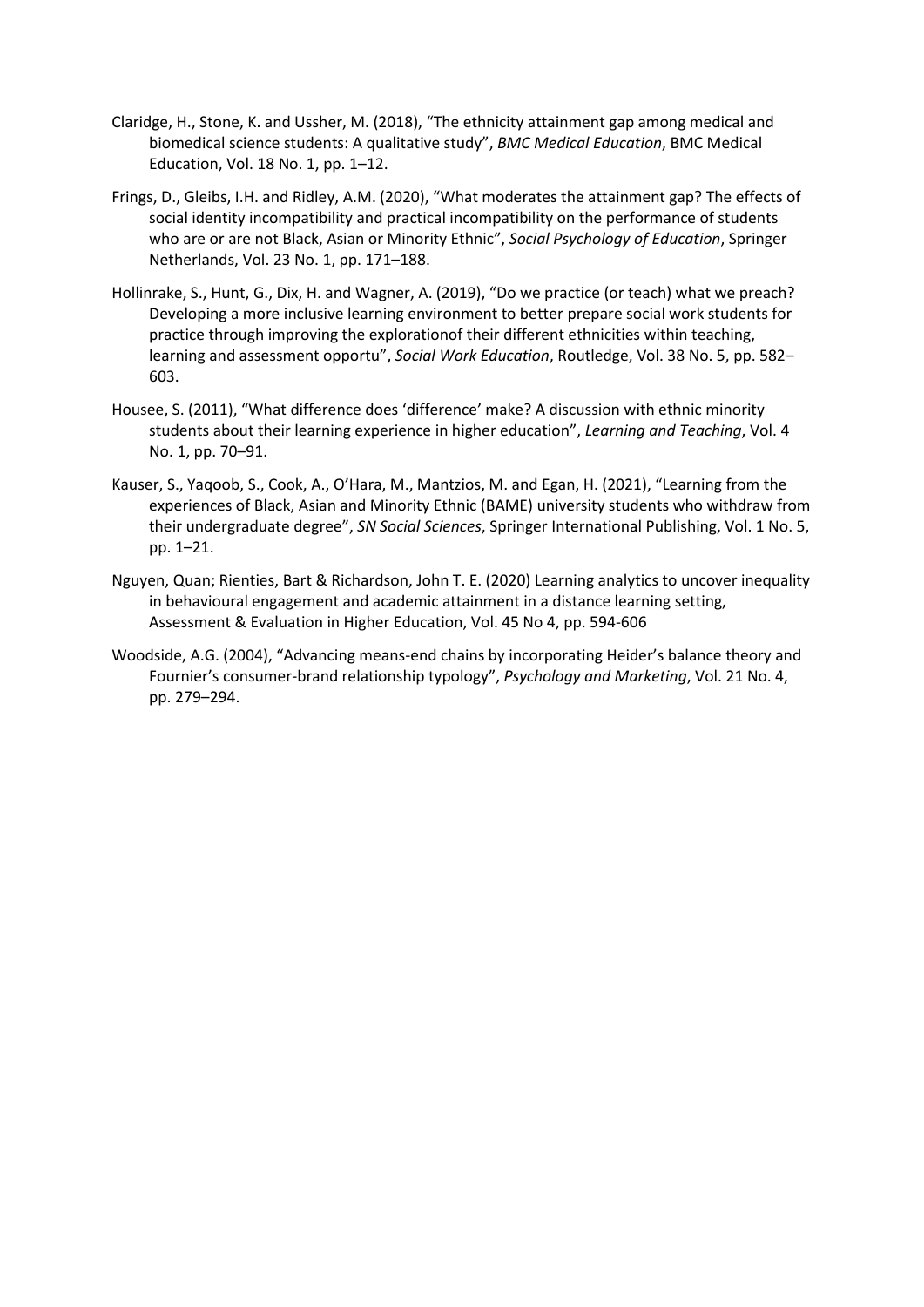Claridge, H., Stone, K. and Ussher, M. (2018), "The ethnicity attainment gap among medical and biomedical science students: A qualitative study", *BMC Medical Education*, BMC Medical Education, Vol. 18 No. 1, pp. 1–12.

Frings, D., Gleibs, I.H. and Ridley, A.M. (2020), "What moderates the attainment gap? The effects of social identity incompatibility and practical incompatibility on the performance of students who are or are not Black, Asian or Minority Ethnic", *Social Psychology of Education*, Springer Netherlands, Vol. 23 No. 1, pp. 171–188.

Hollinrake, S., Hunt, G., Dix, H. and Wagner, A. (2019), "Do we practice (or teach) what we preach? Developing a more inclusive learning environment to better prepare social work students for practice through improving the explorationof their different ethnicities within teaching, learning and assessment opportu", *Social Work Education*, Routledge, Vol. 38 No. 5, pp. 582–603.

Housee, S. (2011), "What difference does 'difference' make? A discussion with ethnic minority students about their learning experience in higher education", *Learning and Teaching*, Vol. 4 No. 1, pp. 70–91.

Kauser, S., Yaqoob, S., Cook, A., O'Hara, M., Mantzios, M. and Egan, H. (2021), "Learning from the experiences of Black, Asian and Minority Ethnic (BAME) university students who withdraw from their undergraduate degree", *SN Social Sciences*, Springer International Publishing, Vol. 1 No. 5, pp. 1–21.

Nguyen, Quan; Rienties, Bart & Richardson, John T. E. (2020) Learning analytics to uncover inequality in behavioural engagement and academic attainment in a distance learning setting, Assessment & Evaluation in Higher Education, Vol. 45 No 4, pp. 594-606

Woodside, A.G. (2004), "Advancing means-end chains by incorporating Heider's balance theory and Fournier's consumer-brand relationship typology", *Psychology and Marketing*, Vol. 21 No. 4, pp. 279–294.